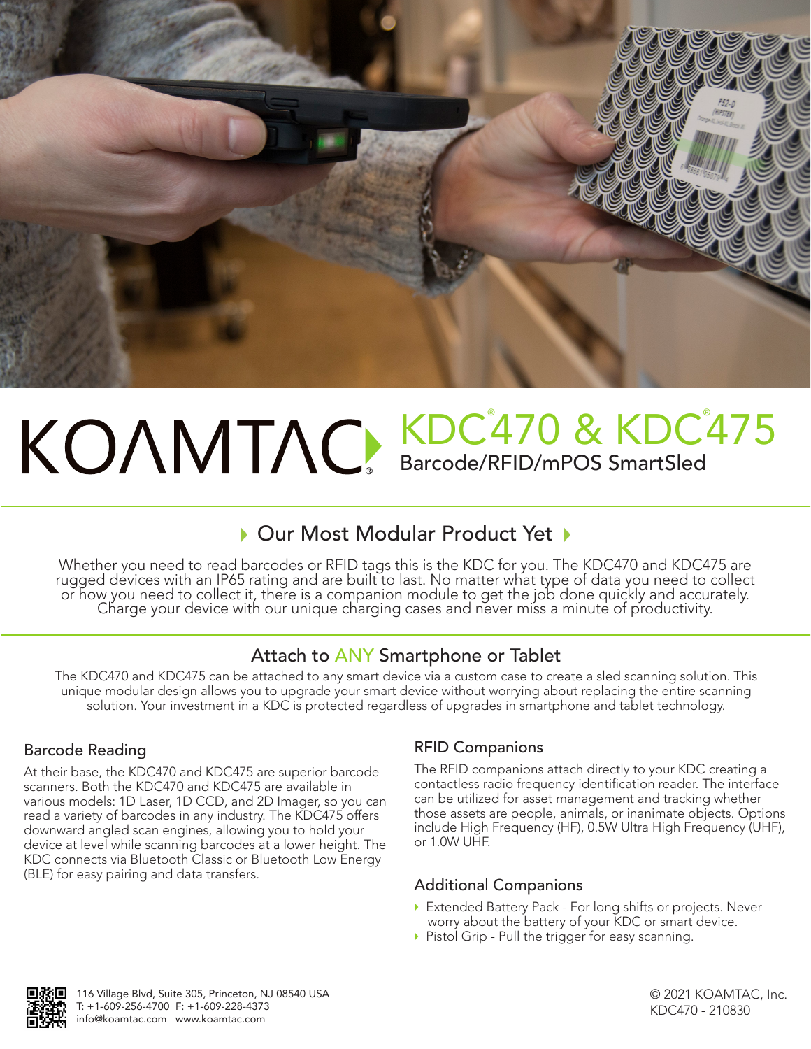# KOAMTAC® KDC®470 & KDC®475

## Barcode/RFID/mPOS SmartSled

## Our Most Modular Product Yet

Whether you need to read barcodes or RFID tags this is the KDC for you. The KDC470 and KDC475 are rugged devices with an IP65 rating and are built to last. No matter what type of data you need to collect or how you need to collect it, there is a companion module to get the job done quickly and accurately. Charge your device with our unique charging cases and never miss a minute of productivity.

## Attach to ANY Smartphone or Tablet

The KDC470 and KDC475 can be attached to any smart device via a custom case to create a sled scanning solution. This unique modular design allows you to upgrade your smart device without worrying about replacing the entire scanning solution. Your investment in a KDC is protected regardless of upgrades in smartphone and tablet technology.

### Barcode Reading

At their base, the KDC470 and KDC475 are superior barcode scanners. Both the KDC470 and KDC475 are available in various models: 1D Laser, 1D CCD, and 2D Imager, so you can read a variety of barcodes in any industry. The KDC475 offers downward angled scan engines, allowing you to hold your device at level while scanning barcodes at a lower height. The KDC connects via Bluetooth Classic or Bluetooth Low Energy (BLE) for easy pairing and data transfers.

### RFID Companions

The RFID companions attach directly to your KDC creating a contactless radio frequency identification reader. The interface can be utilized for asset management and tracking whether those assets are people, animals, or inanimate objects. Options include High Frequency (HF), 0.5W Ultra High Frequency (UHF), or 1.0W UHF.

### Additional Companions

- Extended Battery Pack - For long shifts or projects. Never worry about the battery of your KDC or smart device.
- Pistol Grip - Pull the trigger for easy scanning.

116 Village Blvd, Suite 305, Princeton, NJ 08540 USA
T: +1-609-256-4700 F: +1-609-228-4373
info@koamtac.com www.koamtac.com

© 2021 KOAMTAC, Inc.
KDC470 - 210830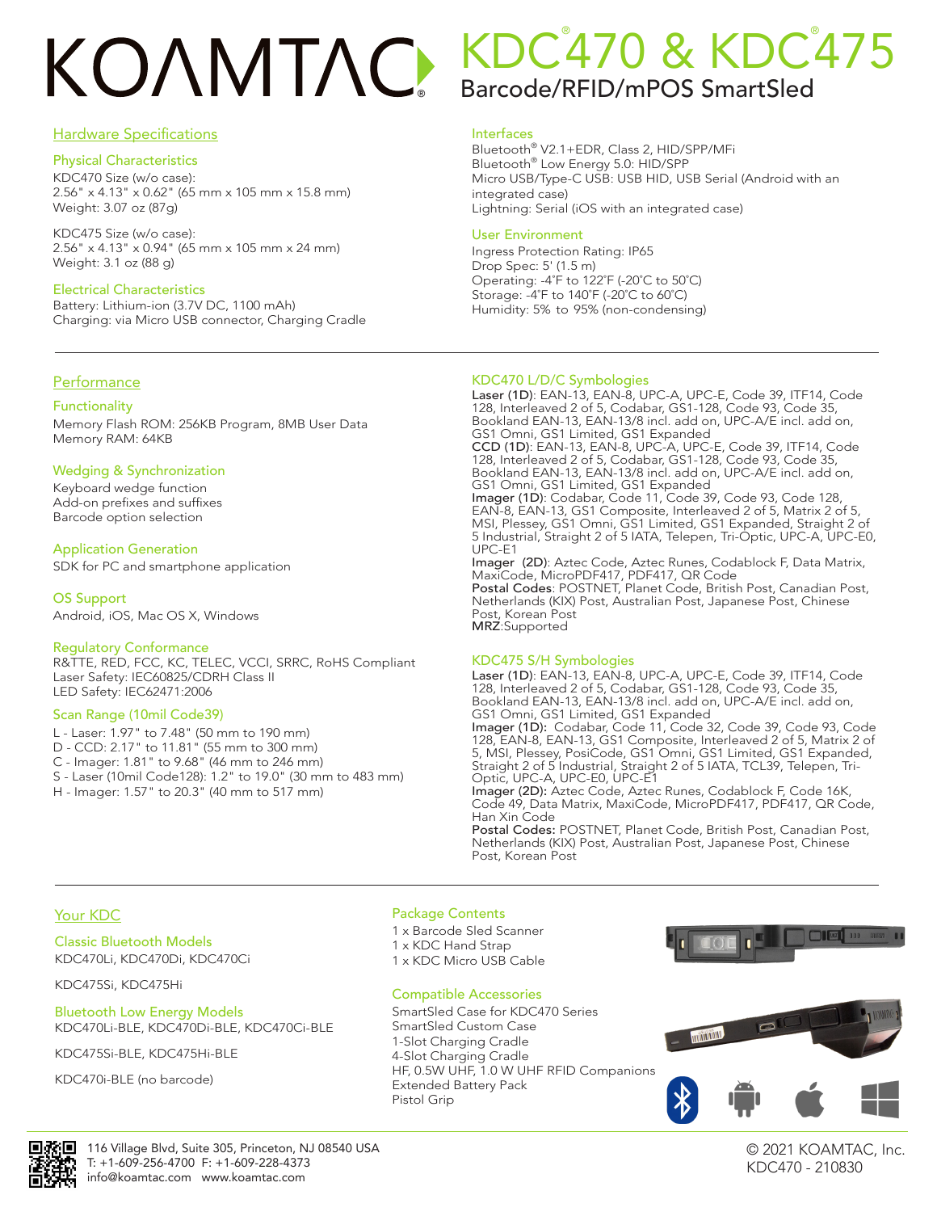# KOAMTAC KDC®470 & KDC®475

Barcode/RFID/mPOS SmartSled

## Hardware Specifications

### Physical Characteristics

KDC470 Size (w/o case):
2.56" x 4.13" x 0.62" (65 mm x 105 mm x 15.8 mm)
Weight: 3.07 oz (87g)

KDC475 Size (w/o case):
2.56" x 4.13" x 0.94" (65 mm x 105 mm x 24 mm)
Weight: 3.1 oz (88 g)

### Electrical Characteristics

Battery: Lithium-ion (3.7V DC, 1100 mAh)
Charging: via Micro USB connector, Charging Cradle

### Interfaces

Bluetooth® V2.1+EDR, Class 2, HID/SPP/MFi
Bluetooth® Low Energy 5.0: HID/SPP
Micro USB/Type-C USB: USB HID, USB Serial (Android with an integrated case)
Lightning: Serial (iOS with an integrated case)

### User Environment

Ingress Protection Rating: IP65
Drop Spec: 5' (1.5 m)
Operating: -4˚F to 122˚F (-20˚C to 50˚C)
Storage: -4˚F to 140˚F (-20˚C to 60˚C)
Humidity: 5% to 95% (non-condensing)

## Performance

### Functionality

Memory Flash ROM: 256KB Program, 8MB User Data
Memory RAM: 64KB

### Wedging & Synchronization

Keyboard wedge function
Add-on prefixes and suffixes
Barcode option selection

### Application Generation

SDK for PC and smartphone application

### OS Support

Android, iOS, Mac OS X, Windows

### Regulatory Conformance

R&TTE, RED, FCC, KC, TELEC, VCCI, SRRC, RoHS Compliant
Laser Safety: IEC60825/CDRH Class II
LED Safety: IEC62471:2006

### Scan Range (10mil Code39)

L - Laser: 1.97" to 7.48" (50 mm to 190 mm)
D - CCD: 2.17" to 11.81" (55 mm to 300 mm)
C - Imager: 1.81" to 9.68" (46 mm to 246 mm)
S - Laser (10mil Code128): 1.2" to 19.0" (30 mm to 483 mm)
H - Imager: 1.57" to 20.3" (40 mm to 517 mm)

### KDC470 L/D/C Symbologies

**Laser (1D)**: EAN-13, EAN-8, UPC-A, UPC-E, Code 39, ITF14, Code 128, Interleaved 2 of 5, Codabar, GS1-128, Code 93, Code 35, Bookland EAN-13, EAN-13/8 incl. add on, UPC-A/E incl. add on, GS1 Omni, GS1 Limited, GS1 Expanded
**CCD (1D)**: EAN-13, EAN-8, UPC-A, UPC-E, Code 39, ITF14, Code 128, Interleaved 2 of 5, Codabar, GS1-128, Code 93, Code 35, Bookland EAN-13, EAN-13/8 incl. add on, UPC-A/E incl. add on, GS1 Omni, GS1 Limited, GS1 Expanded
**Imager (1D)**: Codabar, Code 11, Code 39, Code 93, Code 128, EAN-8, EAN-13, GS1 Composite, Interleaved 2 of 5, Matrix 2 of 5, MSI, Plessey, GS1 Omni, GS1 Limited, GS1 Expanded, Straight 2 of 5 Industrial, Straight 2 of 5 IATA, Telepen, Tri-Optic, UPC-A, UPC-E0, UPC-E1
**Imager (2D)**: Aztec Code, Aztec Runes, Codablock F, Data Matrix, MaxiCode, MicroPDF417, PDF417, QR Code
**Postal Codes**: POSTNET, Planet Code, British Post, Canadian Post, Netherlands (KIX) Post, Australian Post, Japanese Post, Chinese Post, Korean Post
**MRZ**:Supported

### KDC475 S/H Symbologies

**Laser (1D)**: EAN-13, EAN-8, UPC-A, UPC-E, Code 39, ITF14, Code 128, Interleaved 2 of 5, Codabar, GS1-128, Code 93, Code 35, Bookland EAN-13, EAN-13/8 incl. add on, UPC-A/E incl. add on, GS1 Omni, GS1 Limited, GS1 Expanded
**Imager (1D)**: Codabar, Code 11, Code 32, Code 39, Code 93, Code 128, EAN-8, EAN-13, GS1 Composite, Interleaved 2 of 5, Matrix 2 of 5, MSI, Plessey, PosiCode, GS1 Omni, GS1 Limited, GS1 Expanded, Straight 2 of 5 Industrial, Straight 2 of 5 IATA, TCL39, Telepen, Tri-Optic, UPC-A, UPC-E0, UPC-E1
**Imager (2D):** Aztec Code, Aztec Runes, Codablock F, Code 16K, Code 49, Data Matrix, MaxiCode, MicroPDF417, PDF417, QR Code, Han Xin Code
**Postal Codes:** POSTNET, Planet Code, British Post, Canadian Post, Netherlands (KIX) Post, Australian Post, Japanese Post, Chinese Post, Korean Post

## Your KDC

### Classic Bluetooth Models

KDC470Li, KDC470Di, KDC470Ci

KDC475Si, KDC475Hi

### Bluetooth Low Energy Models

KDC470Li-BLE, KDC470Di-BLE, KDC470Ci-BLE

KDC475Si-BLE, KDC475Hi-BLE

KDC470i-BLE (no barcode)

### Package Contents

1 x Barcode Sled Scanner
1 x KDC Hand Strap
1 x KDC Micro USB Cable

### Compatible Accessories

SmartSled Case for KDC470 Series
SmartSled Custom Case
1-Slot Charging Cradle
4-Slot Charging Cradle
HF, 0.5W UHF, 1.0 W UHF RFID Companions
Extended Battery Pack
Pistol Grip

116 Village Blvd, Suite 305, Princeton, NJ 08540 USA
T: +1-609-256-4700 F: +1-609-228-4373
info@koamtac.com www.koamtac.com

© 2021 KOAMTAC, Inc.
KDC470 - 210830